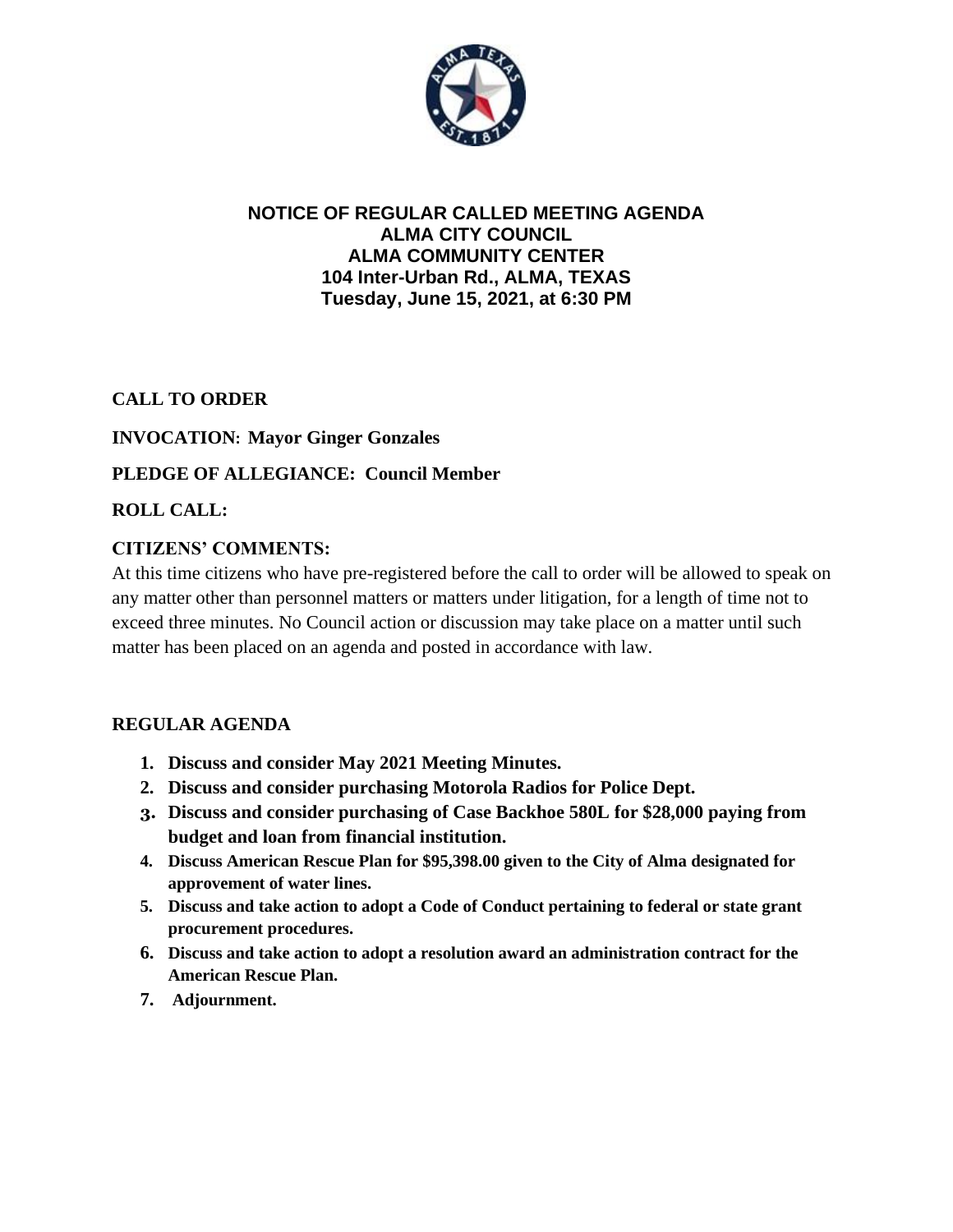**NOTICE OF REGULAR CALLED MEETING AGENDA**
**ALMA CITY COUNCIL**
**ALMA COMMUNITY CENTER**
**104 Inter-Urban Rd., ALMA, TEXAS**
**Tuesday, June 15, 2021, at 6:30 PM**

**CALL TO ORDER**

**INVOCATION: Mayor Ginger Gonzales**

**PLEDGE OF ALLEGIANCE: Council Member**

**ROLL CALL:**

**CITIZENS' COMMENTS:**

At this time citizens who have pre-registered before the call to order will be allowed to speak on any matter other than personnel matters or matters under litigation, for a length of time not to exceed three minutes. No Council action or discussion may take place on a matter until such matter has been placed on an agenda and posted in accordance with law.

**REGULAR AGENDA**

1. **Discuss and consider May 2021 Meeting Minutes.**
2. **Discuss and consider purchasing Motorola Radios for Police Dept.**
3. **Discuss and consider purchasing of Case Backhoe 580L for $28,000 paying from budget and loan from financial institution.**
4. **Discuss American Rescue Plan for $95,398.00 given to the City of Alma designated for approvement of water lines.**
5. **Discuss and take action to adopt a Code of Conduct pertaining to federal or state grant procurement procedures.**
6. **Discuss and take action to adopt a resolution award an administration contract for the American Rescue Plan.**
7. **Adjournment.**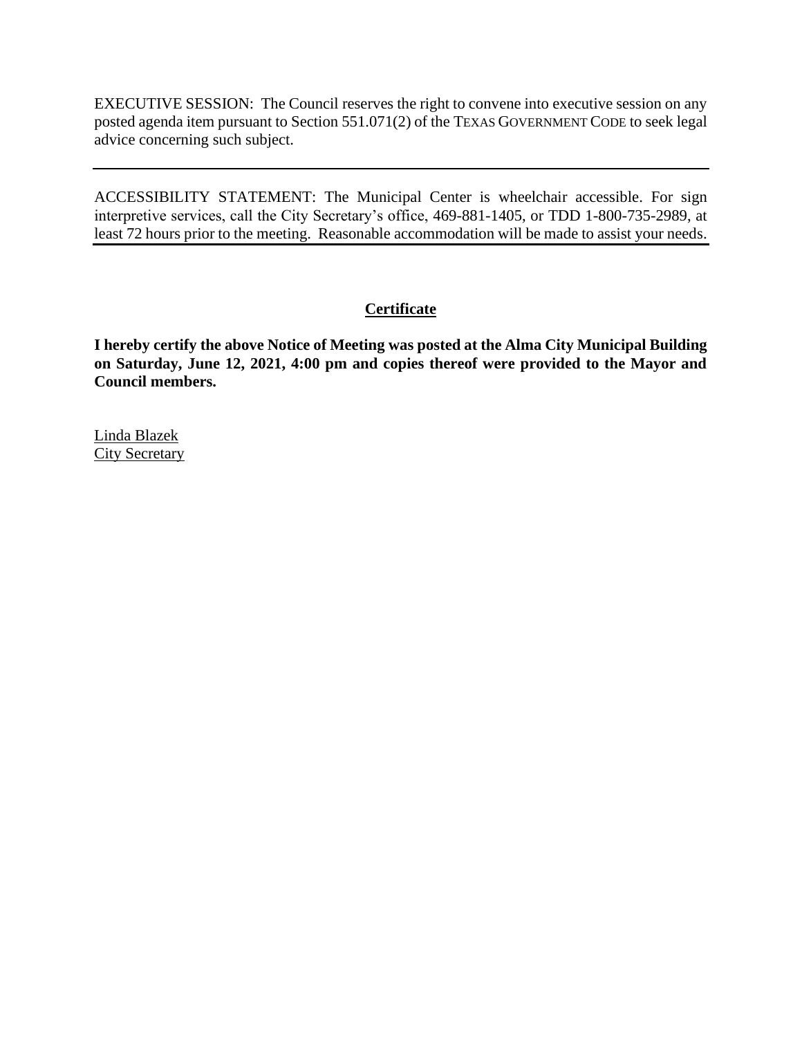EXECUTIVE SESSION: The Council reserves the right to convene into executive session on any posted agenda item pursuant to Section 551.071(2) of the TEXAS GOVERNMENT CODE to seek legal advice concerning such subject.

---

ACCESSIBILITY STATEMENT: The Municipal Center is wheelchair accessible. For sign interpretive services, call the City Secretary's office, 469-881-1405, or TDD 1-800-735-2989, at least 72 hours prior to the meeting. Reasonable accommodation will be made to assist your needs.

---

## Certificate

**I hereby certify the above Notice of Meeting was posted at the Alma City Municipal Building on Saturday, June 12, 2021, 4:00 pm and copies thereof were provided to the Mayor and Council members.**

Linda Blazek
City Secretary